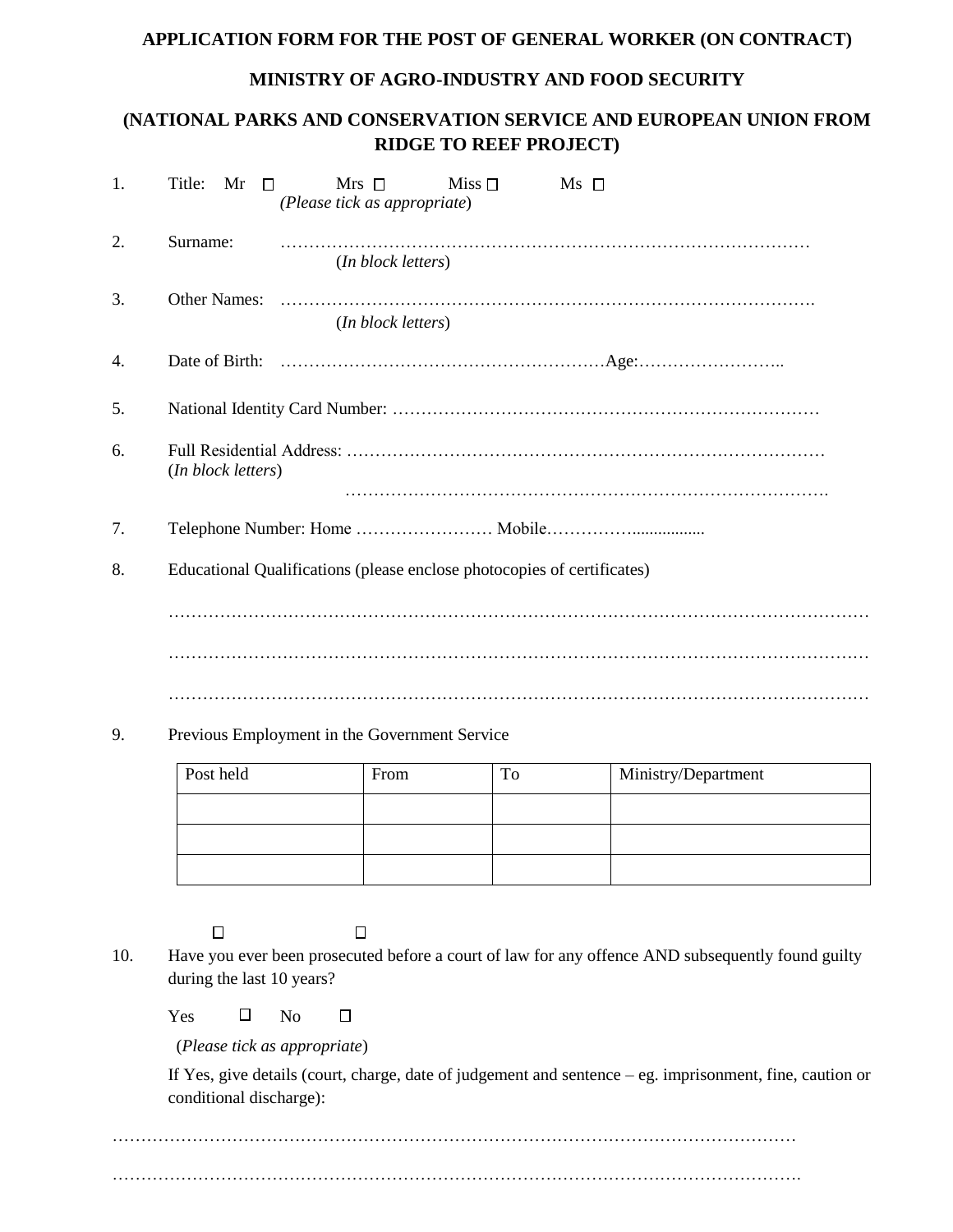# APPLICATION FORM FOR THE POST OF GENERAL WORKER (ON CONTRACT)

## MINISTRY OF AGRO-INDUSTRY AND FOOD SECURITY

## (NATIONAL PARKS AND CONSERVATION SERVICE AND EUROPEAN UNION FROM RIDGE TO REEF PROJECT)

1. Title: Mr ☐ Mrs ☐ Miss ☐ Ms ☐
   *(Please tick as appropriate)*

2. Surname: ……………………………………………………………………………………
   (*In block letters*)

3. Other Names: …………………………………………………………………………………….
   (*In block letters*)

4. Date of Birth: …………………………………………………Age:……………………..

5. National Identity Card Number: …………………………………………………………………

6. Full Residential Address: …………………………………………………………………………
   (*In block letters*)
   ………………………………………………………………………….

7. Telephone Number: Home …………………… Mobile……………................

8. Educational Qualifications (please enclose photocopies of certificates)

   …………………………………………………………………………………………………………

   …………………………………………………………………………………………………………

   …………………………………………………………………………………………………………

9. Previous Employment in the Government Service

| Post held | From | To | Ministry/Department |
|---|---|---|---|
| | | | |
| | | | |
| | | | |

☐ ☐

10. Have you ever been prosecuted before a court of law for any offence AND subsequently found guilty during the last 10 years?

    Yes ☐ No ☐

    (*Please tick as appropriate*)

    If Yes, give details (court, charge, date of judgement and sentence – eg. imprisonment, fine, caution or conditional discharge):

………………………………………………………………………………………………………

……………………………………………………………………………………………………….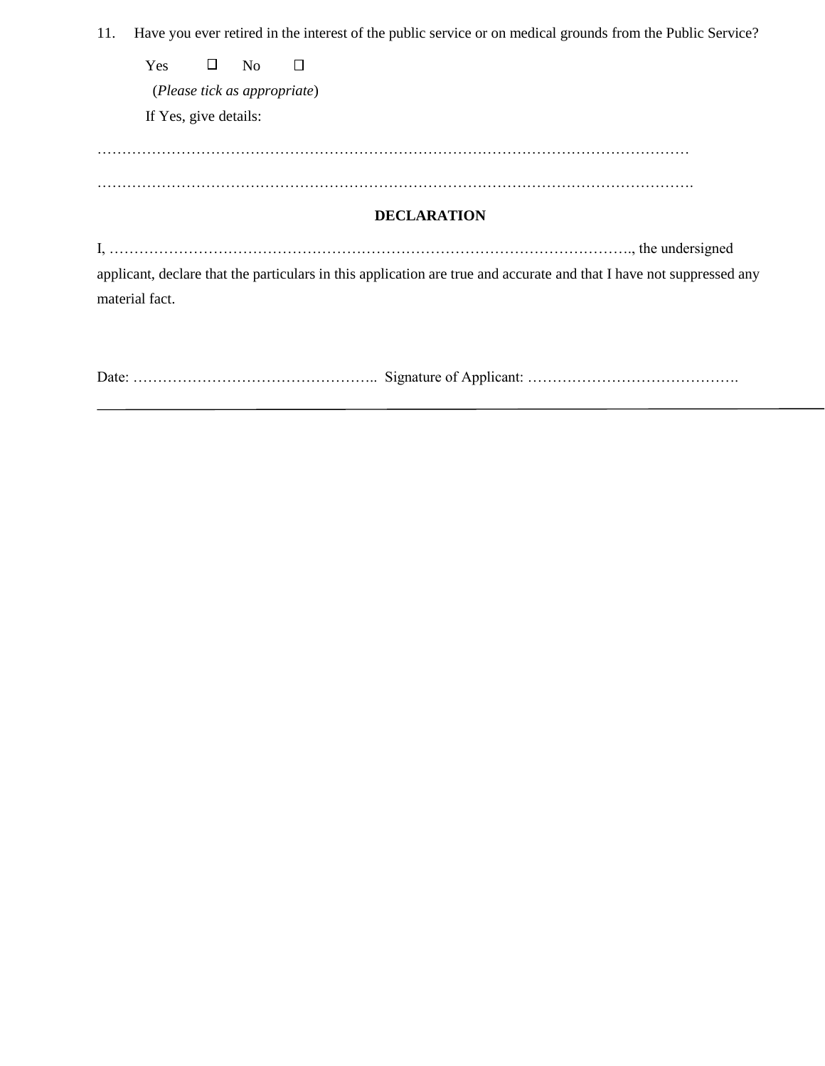11. Have you ever retired in the interest of the public service or on medical grounds from the Public Service?

Yes ☐ No ☐

(*Please tick as appropriate*)

If Yes, give details:

……………………………………………………………………………………………………………

…………………………………………………………………………………………………………….

**DECLARATION**

I, ………………………………………………………………………………………………., the undersigned applicant, declare that the particulars in this application are true and accurate and that I have not suppressed any material fact.

Date: ………………………………………….. Signature of Applicant: …………………………………….

---